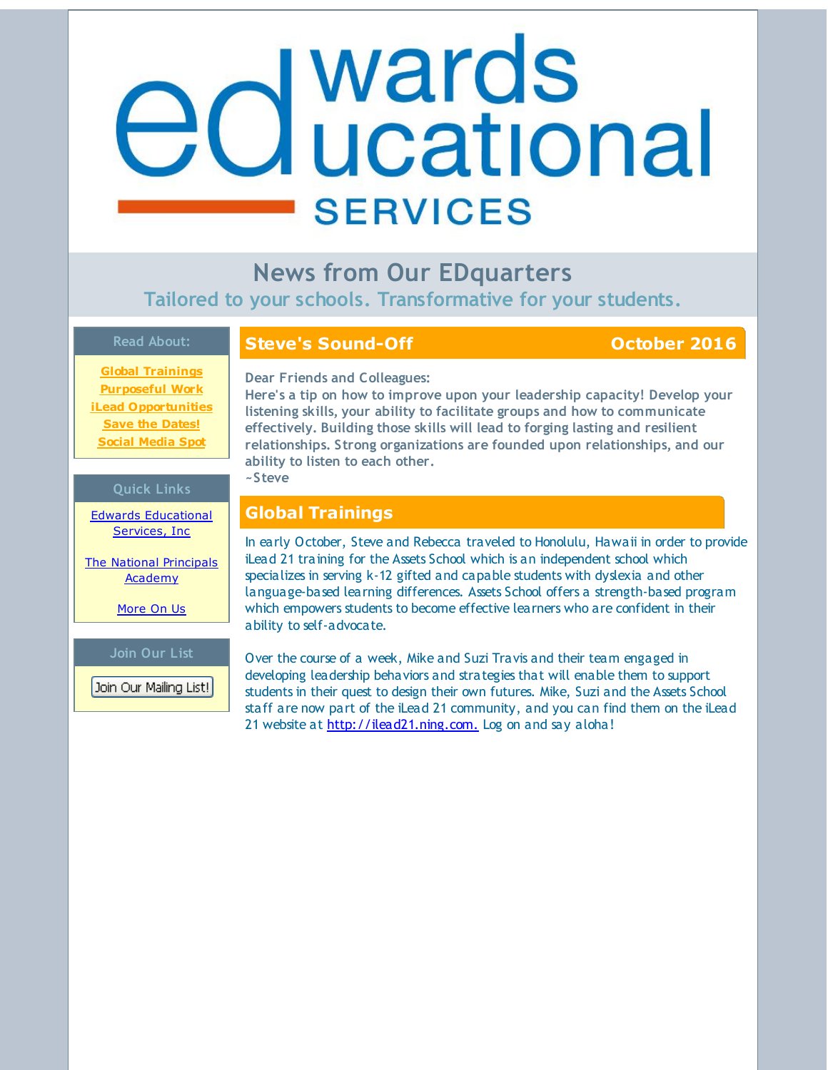# edwards educational SERVICES

## News from Our EDquarters

**Tailored to your schools. Transformative for your students.**

**Read About:**

- Global Trainings
- Purposeful Work
- iLead Opportunities
- Save the Dates!
- Social Media Spot

**Quick Links**

- Edwards Educational Services, Inc
- The National Principals Academy
- More On Us

**Join Our List**

Join Our Mailing List!

## Steve's Sound-Off — October 2016

Dear Friends and Colleagues:

Here's a tip on how to improve upon your leadership capacity! Develop your listening skills, your ability to facilitate groups and how to communicate effectively. Building those skills will lead to forging lasting and resilient relationships. Strong organizations are founded upon relationships, and our ability to listen to each other.

~Steve

## Global Trainings

In early October, Steve and Rebecca traveled to Honolulu, Hawaii in order to provide iLead 21 training for the Assets School which is an independent school which specializes in serving k-12 gifted and capable students with dyslexia and other language-based learning differences. Assets School offers a strength-based program which empowers students to become effective learners who are confident in their ability to self-advocate.

Over the course of a week, Mike and Suzi Travis and their team engaged in developing leadership behaviors and strategies that will enable them to support students in their quest to design their own futures. Mike, Suzi and the Assets School staff are now part of the iLead 21 community, and you can find them on the iLead 21 website at http://ilead21.ning.com. Log on and say aloha!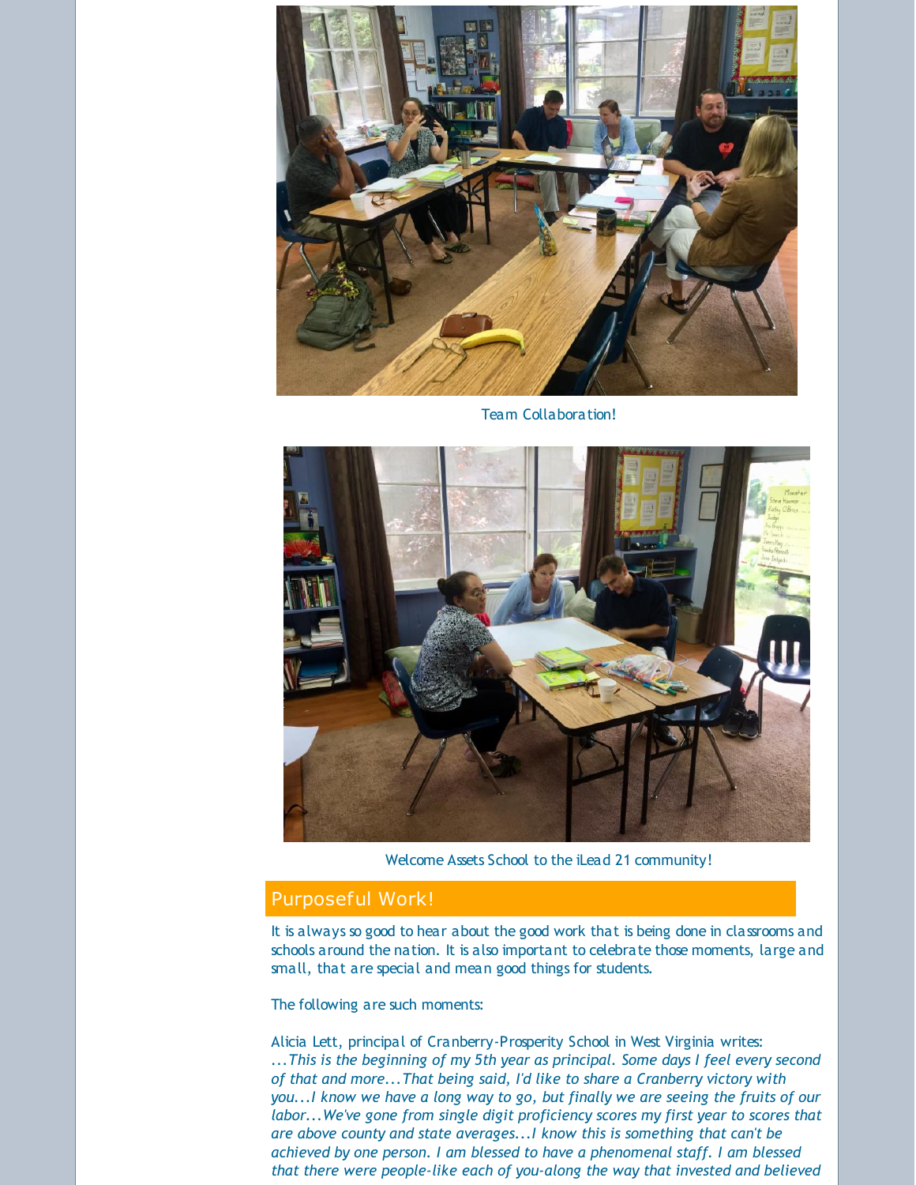Team Collaboration!

Welcome Assets School to the iLead 21 community!

## Purposeful Work!

It is always so good to hear about the good work that is being done in classrooms and schools around the nation. It is also important to celebrate those moments, large and small, that are special and mean good things for students.

The following are such moments:

Alicia Lett, principal of Cranberry-Prosperity School in West Virginia writes:
*...This is the beginning of my 5th year as principal. Some days I feel every second of that and more...That being said, I'd like to share a Cranberry victory with you...I know we have a long way to go, but finally we are seeing the fruits of our labor...We've gone from single digit proficiency scores my first year to scores that are above county and state averages...I know this is something that can't be achieved by one person. I am blessed to have a phenomenal staff. I am blessed that there were people-like each of you-along the way that invested and believed*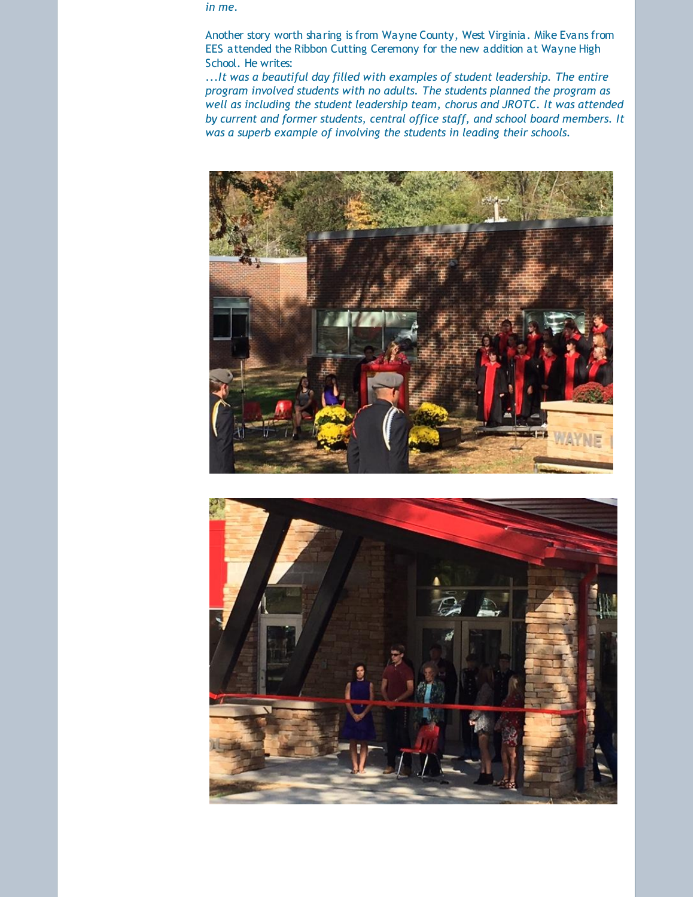*in me.*

Another story worth sharing is from Wayne County, West Virginia. Mike Evans from EES attended the Ribbon Cutting Ceremony for the new addition at Wayne High School. He writes:

*...It was a beautiful day filled with examples of student leadership. The entire program involved students with no adults. The students planned the program as well as including the student leadership team, chorus and JROTC. It was attended by current and former students, central office staff, and school board members. It was a superb example of involving the students in leading their schools.*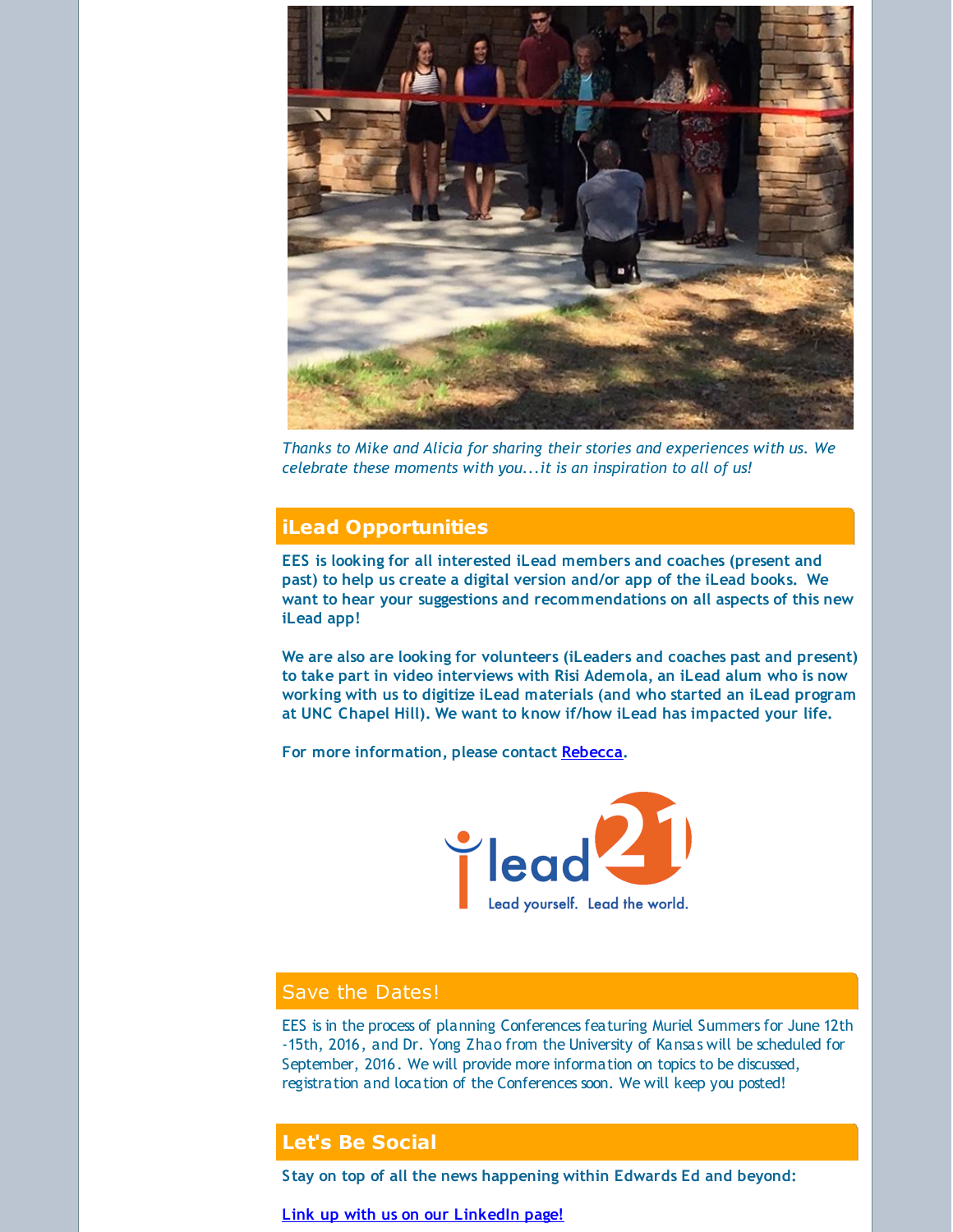*Thanks to Mike and Alicia for sharing their stories and experiences with us. We celebrate these moments with you...it is an inspiration to all of us!*

## iLead Opportunities

**EES is looking for all interested iLead members and coaches (present and past) to help us create a digital version and/or app of the iLead books. We want to hear your suggestions and recommendations on all aspects of this new iLead app!**

**We are also are looking for volunteers (iLeaders and coaches past and present) to take part in video interviews with Risi Ademola, an iLead alum who is now working with us to digitize iLead materials (and who started an iLead program at UNC Chapel Hill). We want to know if/how iLead has impacted your life.**

**For more information, please contact Rebecca.**

ilead21 Lead yourself. Lead the world.

## Save the Dates!

EES is in the process of planning Conferences featuring Muriel Summers for June 12th -15th, 2016, and Dr. Yong Zhao from the University of Kansas will be scheduled for September, 2016. We will provide more information on topics to be discussed, registration and location of the Conferences soon. We will keep you posted!

## Let's Be Social

**Stay on top of all the news happening within Edwards Ed and beyond:**

**Link up with us on our LinkedIn page!**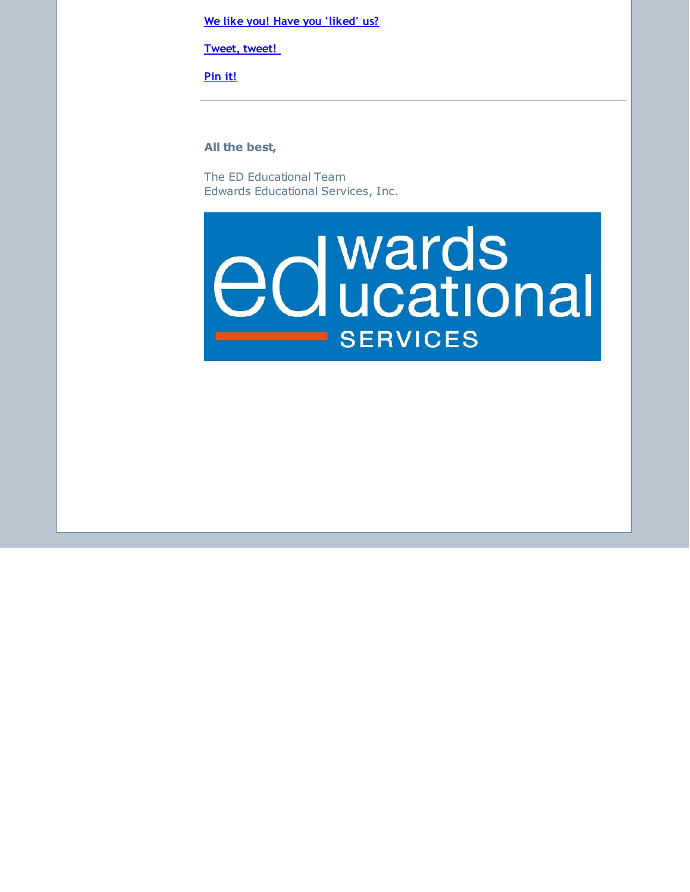We like you! Have you 'liked' us?

Tweet, tweet!

Pin it!

---

**All the best,**

The ED Educational Team
Edwards Educational Services, Inc.

edwards educational SERVICES